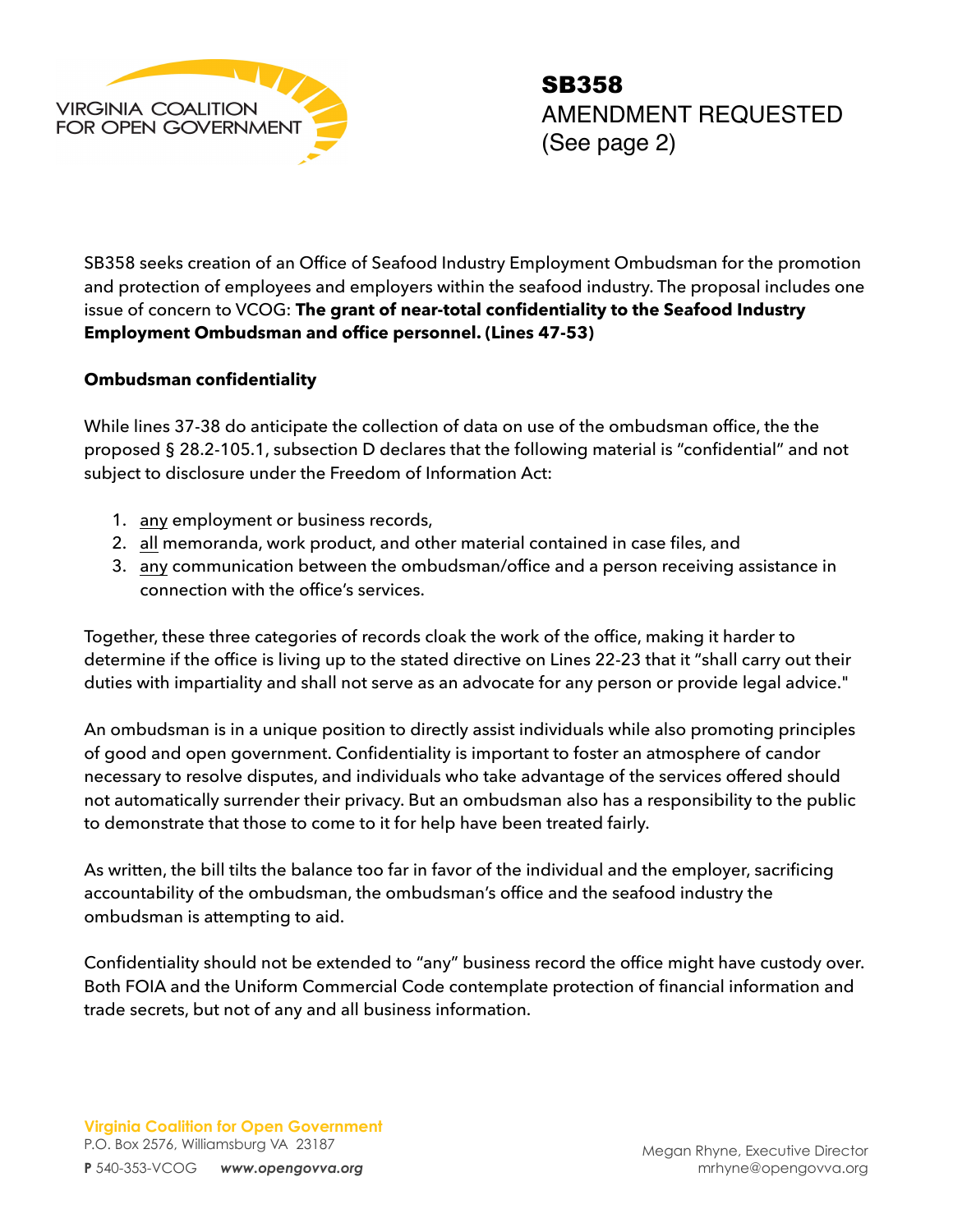VIRGINIA COALITION FOR OPEN GOVERNMENT

# SB358
AMENDMENT REQUESTED
(See page 2)

SB358 seeks creation of an Office of Seafood Industry Employment Ombudsman for the promotion and protection of employees and employers within the seafood industry. The proposal includes one issue of concern to VCOG: **The grant of near-total confidentiality to the Seafood Industry Employment Ombudsman and office personnel. (Lines 47-53)**

**Ombudsman confidentiality**

While lines 37-38 do anticipate the collection of data on use of the ombudsman office, the the proposed § 28.2-105.1, subsection D declares that the following material is "confidential" and not subject to disclosure under the Freedom of Information Act:

1. <u>any</u> employment or business records,
2. <u>all</u> memoranda, work product, and other material contained in case files, and
3. <u>any</u> communication between the ombudsman/office and a person receiving assistance in connection with the office's services.

Together, these three categories of records cloak the work of the office, making it harder to determine if the office is living up to the stated directive on Lines 22-23 that it "shall carry out their duties with impartiality and shall not serve as an advocate for any person or provide legal advice."

An ombudsman is in a unique position to directly assist individuals while also promoting principles of good and open government. Confidentiality is important to foster an atmosphere of candor necessary to resolve disputes, and individuals who take advantage of the services offered should not automatically surrender their privacy. But an ombudsman also has a responsibility to the public to demonstrate that those to come to it for help have been treated fairly.

As written, the bill tilts the balance too far in favor of the individual and the employer, sacrificing accountability of the ombudsman, the ombudsman's office and the seafood industry the ombudsman is attempting to aid.

Confidentiality should not be extended to "any" business record the office might have custody over. Both FOIA and the Uniform Commercial Code contemplate protection of financial information and trade secrets, but not of any and all business information.

**Virginia Coalition for Open Government**
P.O. Box 2576, Williamsburg VA 23187
**P** 540-353-VCOG ***www.opengovva.org***

Megan Rhyne, Executive Director
mrhyne@opengovva.org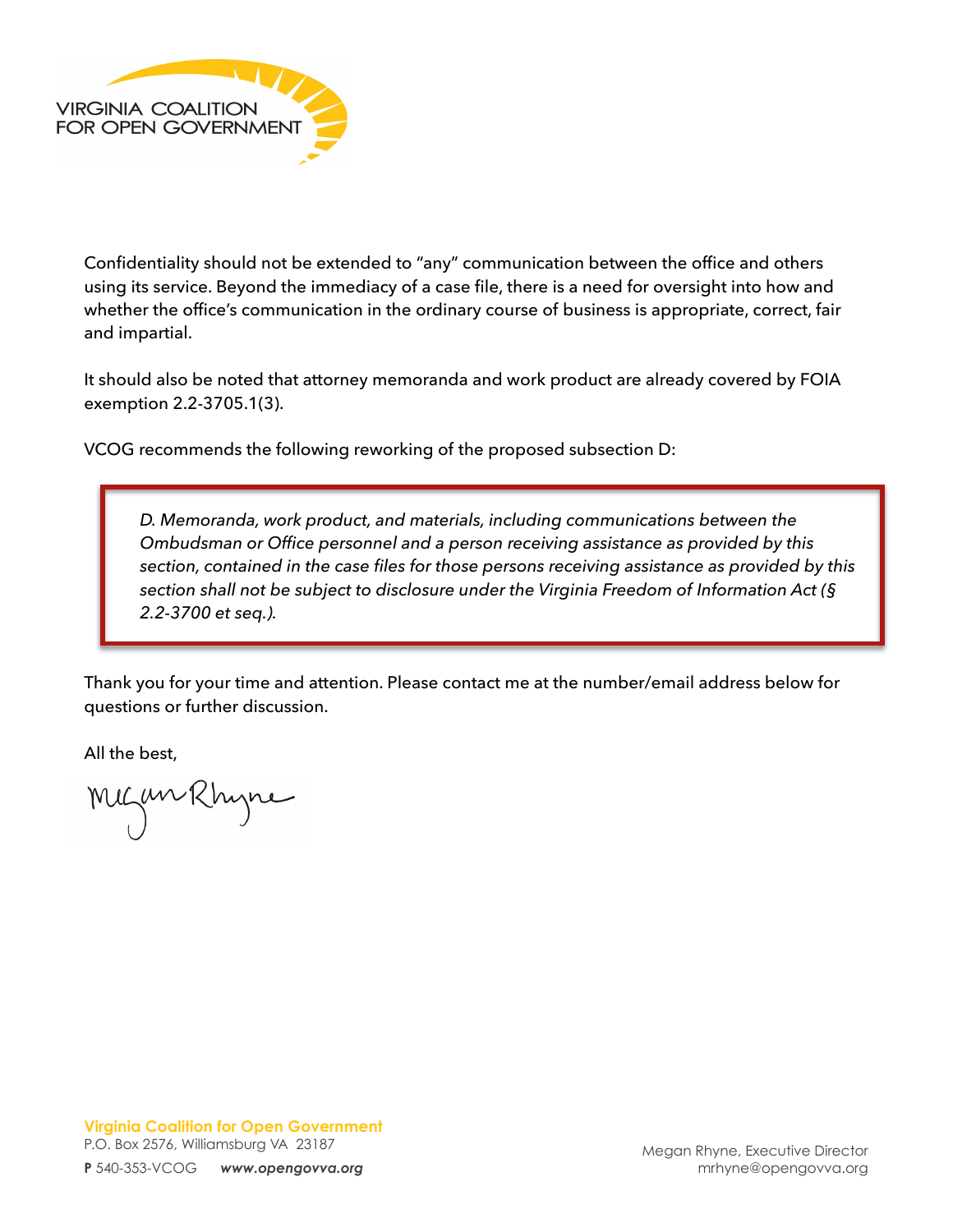Confidentiality should not be extended to "any" communication between the office and others using its service. Beyond the immediacy of a case file, there is a need for oversight into how and whether the office's communication in the ordinary course of business is appropriate, correct, fair and impartial.

It should also be noted that attorney memoranda and work product are already covered by FOIA exemption 2.2-3705.1(3).

VCOG recommends the following reworking of the proposed subsection D:

> *D. Memoranda, work product, and materials, including communications between the Ombudsman or Office personnel and a person receiving assistance as provided by this section, contained in the case files for those persons receiving assistance as provided by this section shall not be subject to disclosure under the Virginia Freedom of Information Act (§ 2.2-3700 et seq.).*

Thank you for your time and attention. Please contact me at the number/email address below for questions or further discussion.

All the best,

Megan Rhyne

**Virginia Coalition for Open Government**
P.O. Box 2576, Williamsburg VA 23187
**P** 540-353-VCOG ***www.opengovva.org***

Megan Rhyne, Executive Director
mrhyne@opengovva.org